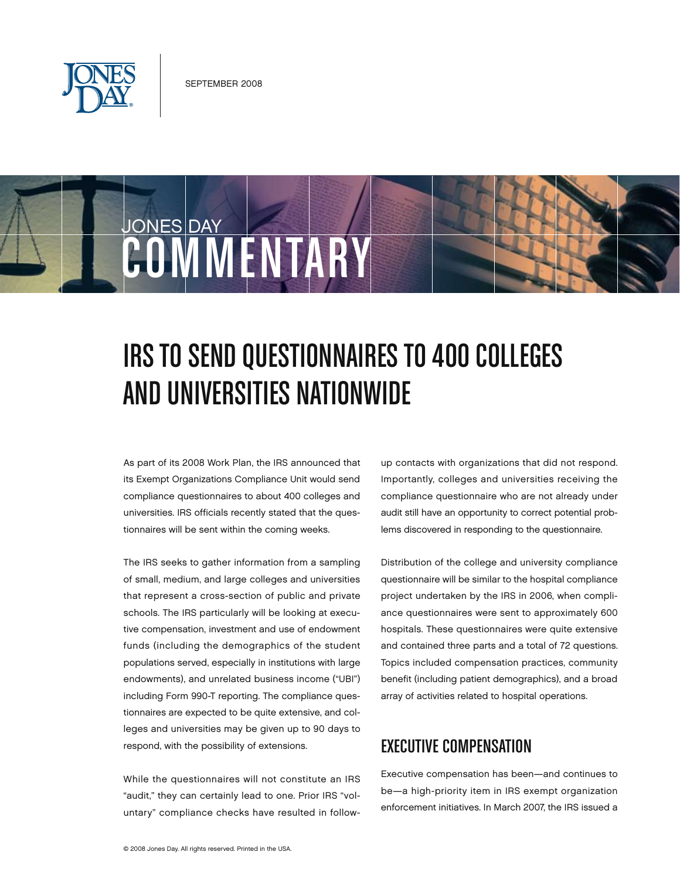SEPTEMBER 2008

JONES DAY COMMENTARY

# IRS TO SEND QUESTIONNAIRES TO 400 COLLEGES AND UNIVERSITIES NATIONWIDE

As part of its 2008 Work Plan, the IRS announced that its Exempt Organizations Compliance Unit would send compliance questionnaires to about 400 colleges and universities. IRS officials recently stated that the questionnaires will be sent within the coming weeks.

The IRS seeks to gather information from a sampling of small, medium, and large colleges and universities that represent a cross-section of public and private schools. The IRS particularly will be looking at executive compensation, investment and use of endowment funds (including the demographics of the student populations served, especially in institutions with large endowments), and unrelated business income ("UBI") including Form 990-T reporting. The compliance questionnaires are expected to be quite extensive, and colleges and universities may be given up to 90 days to respond, with the possibility of extensions.

While the questionnaires will not constitute an IRS "audit," they can certainly lead to one. Prior IRS "voluntary" compliance checks have resulted in follow-up contacts with organizations that did not respond. Importantly, colleges and universities receiving the compliance questionnaire who are not already under audit still have an opportunity to correct potential problems discovered in responding to the questionnaire.

Distribution of the college and university compliance questionnaire will be similar to the hospital compliance project undertaken by the IRS in 2006, when compliance questionnaires were sent to approximately 600 hospitals. These questionnaires were quite extensive and contained three parts and a total of 72 questions. Topics included compensation practices, community benefit (including patient demographics), and a broad array of activities related to hospital operations.

## EXECUTIVE COMPENSATION

Executive compensation has been—and continues to be—a high-priority item in IRS exempt organization enforcement initiatives. In March 2007, the IRS issued a

© 2008 Jones Day. All rights reserved. Printed in the USA.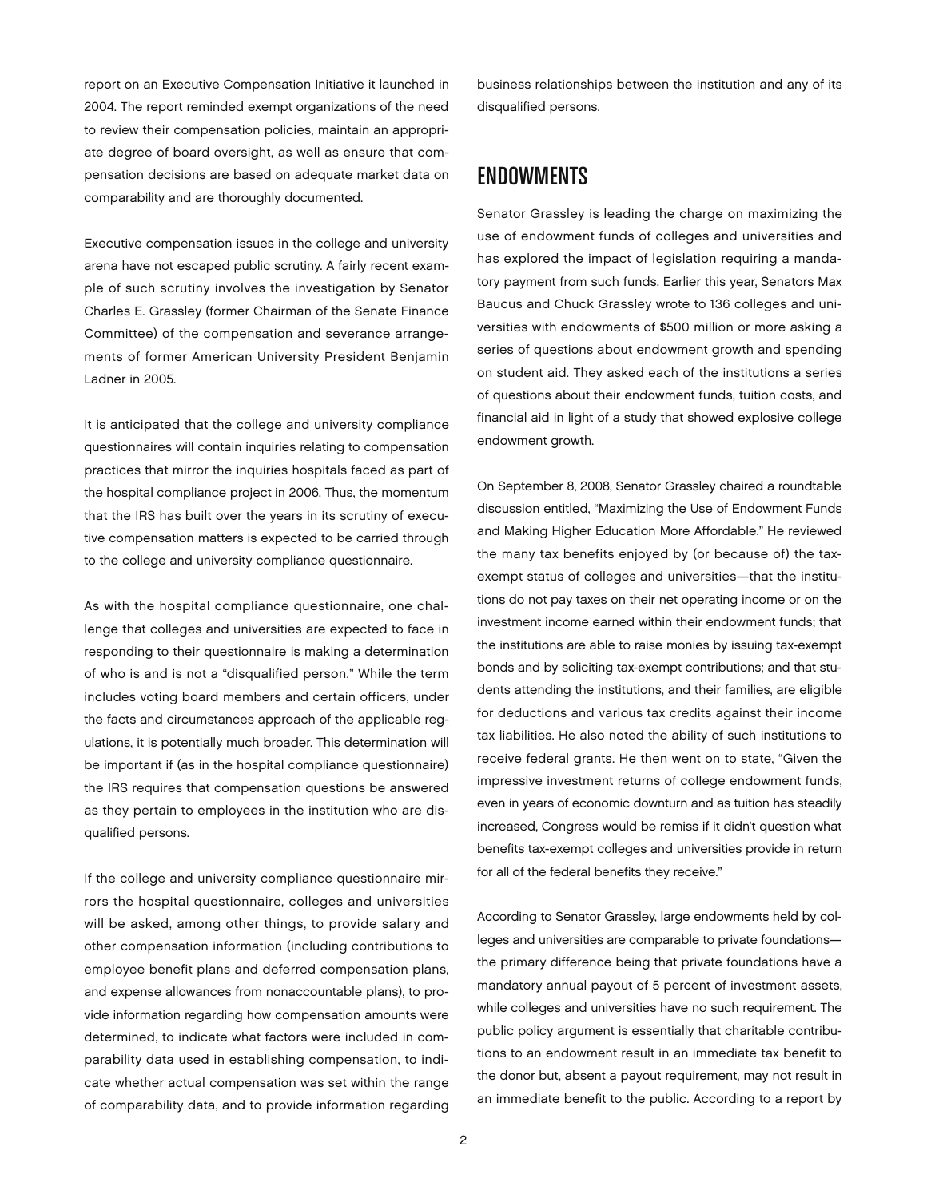report on an Executive Compensation Initiative it launched in 2004. The report reminded exempt organizations of the need to review their compensation policies, maintain an appropriate degree of board oversight, as well as ensure that compensation decisions are based on adequate market data on comparability and are thoroughly documented.

Executive compensation issues in the college and university arena have not escaped public scrutiny. A fairly recent example of such scrutiny involves the investigation by Senator Charles E. Grassley (former Chairman of the Senate Finance Committee) of the compensation and severance arrangements of former American University President Benjamin Ladner in 2005.

It is anticipated that the college and university compliance questionnaires will contain inquiries relating to compensation practices that mirror the inquiries hospitals faced as part of the hospital compliance project in 2006. Thus, the momentum that the IRS has built over the years in its scrutiny of executive compensation matters is expected to be carried through to the college and university compliance questionnaire.

As with the hospital compliance questionnaire, one challenge that colleges and universities are expected to face in responding to their questionnaire is making a determination of who is and is not a "disqualified person." While the term includes voting board members and certain officers, under the facts and circumstances approach of the applicable regulations, it is potentially much broader. This determination will be important if (as in the hospital compliance questionnaire) the IRS requires that compensation questions be answered as they pertain to employees in the institution who are disqualified persons.

If the college and university compliance questionnaire mirrors the hospital questionnaire, colleges and universities will be asked, among other things, to provide salary and other compensation information (including contributions to employee benefit plans and deferred compensation plans, and expense allowances from nonaccountable plans), to provide information regarding how compensation amounts were determined, to indicate what factors were included in comparability data used in establishing compensation, to indicate whether actual compensation was set within the range of comparability data, and to provide information regarding business relationships between the institution and any of its disqualified persons.

## ENDOWMENTS

Senator Grassley is leading the charge on maximizing the use of endowment funds of colleges and universities and has explored the impact of legislation requiring a mandatory payment from such funds. Earlier this year, Senators Max Baucus and Chuck Grassley wrote to 136 colleges and universities with endowments of $500 million or more asking a series of questions about endowment growth and spending on student aid. They asked each of the institutions a series of questions about their endowment funds, tuition costs, and financial aid in light of a study that showed explosive college endowment growth.

On September 8, 2008, Senator Grassley chaired a roundtable discussion entitled, "Maximizing the Use of Endowment Funds and Making Higher Education More Affordable." He reviewed the many tax benefits enjoyed by (or because of) the tax-exempt status of colleges and universities—that the institutions do not pay taxes on their net operating income or on the investment income earned within their endowment funds; that the institutions are able to raise monies by issuing tax-exempt bonds and by soliciting tax-exempt contributions; and that students attending the institutions, and their families, are eligible for deductions and various tax credits against their income tax liabilities. He also noted the ability of such institutions to receive federal grants. He then went on to state, "Given the impressive investment returns of college endowment funds, even in years of economic downturn and as tuition has steadily increased, Congress would be remiss if it didn't question what benefits tax-exempt colleges and universities provide in return for all of the federal benefits they receive."

According to Senator Grassley, large endowments held by colleges and universities are comparable to private foundations—the primary difference being that private foundations have a mandatory annual payout of 5 percent of investment assets, while colleges and universities have no such requirement. The public policy argument is essentially that charitable contributions to an endowment result in an immediate tax benefit to the donor but, absent a payout requirement, may not result in an immediate benefit to the public. According to a report by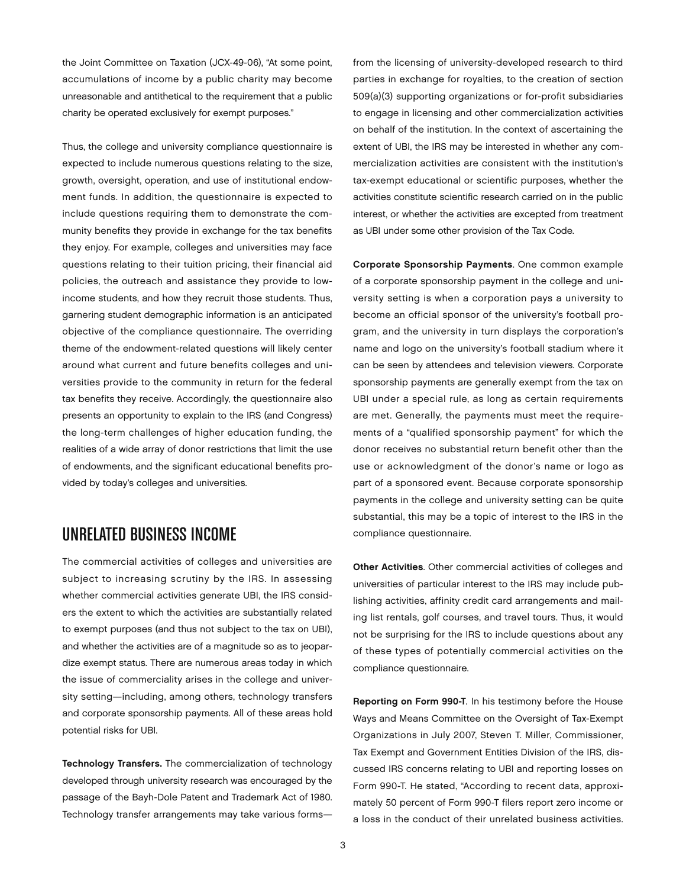the Joint Committee on Taxation (JCX-49-06), "At some point, accumulations of income by a public charity may become unreasonable and antithetical to the requirement that a public charity be operated exclusively for exempt purposes."

Thus, the college and university compliance questionnaire is expected to include numerous questions relating to the size, growth, oversight, operation, and use of institutional endowment funds. In addition, the questionnaire is expected to include questions requiring them to demonstrate the community benefits they provide in exchange for the tax benefits they enjoy. For example, colleges and universities may face questions relating to their tuition pricing, their financial aid policies, the outreach and assistance they provide to low-income students, and how they recruit those students. Thus, garnering student demographic information is an anticipated objective of the compliance questionnaire. The overriding theme of the endowment-related questions will likely center around what current and future benefits colleges and universities provide to the community in return for the federal tax benefits they receive. Accordingly, the questionnaire also presents an opportunity to explain to the IRS (and Congress) the long-term challenges of higher education funding, the realities of a wide array of donor restrictions that limit the use of endowments, and the significant educational benefits provided by today's colleges and universities.

## UNRELATED BUSINESS INCOME

The commercial activities of colleges and universities are subject to increasing scrutiny by the IRS. In assessing whether commercial activities generate UBI, the IRS considers the extent to which the activities are substantially related to exempt purposes (and thus not subject to the tax on UBI), and whether the activities are of a magnitude so as to jeopardize exempt status. There are numerous areas today in which the issue of commerciality arises in the college and university setting—including, among others, technology transfers and corporate sponsorship payments. All of these areas hold potential risks for UBI.

**Technology Transfers.** The commercialization of technology developed through university research was encouraged by the passage of the Bayh-Dole Patent and Trademark Act of 1980. Technology transfer arrangements may take various forms—from the licensing of university-developed research to third parties in exchange for royalties, to the creation of section 509(a)(3) supporting organizations or for-profit subsidiaries to engage in licensing and other commercialization activities on behalf of the institution. In the context of ascertaining the extent of UBI, the IRS may be interested in whether any commercialization activities are consistent with the institution's tax-exempt educational or scientific purposes, whether the activities constitute scientific research carried on in the public interest, or whether the activities are excepted from treatment as UBI under some other provision of the Tax Code.

**Corporate Sponsorship Payments**. One common example of a corporate sponsorship payment in the college and university setting is when a corporation pays a university to become an official sponsor of the university's football program, and the university in turn displays the corporation's name and logo on the university's football stadium where it can be seen by attendees and television viewers. Corporate sponsorship payments are generally exempt from the tax on UBI under a special rule, as long as certain requirements are met. Generally, the payments must meet the requirements of a "qualified sponsorship payment" for which the donor receives no substantial return benefit other than the use or acknowledgment of the donor's name or logo as part of a sponsored event. Because corporate sponsorship payments in the college and university setting can be quite substantial, this may be a topic of interest to the IRS in the compliance questionnaire.

**Other Activities**. Other commercial activities of colleges and universities of particular interest to the IRS may include publishing activities, affinity credit card arrangements and mailing list rentals, golf courses, and travel tours. Thus, it would not be surprising for the IRS to include questions about any of these types of potentially commercial activities on the compliance questionnaire.

**Reporting on Form 990-T**. In his testimony before the House Ways and Means Committee on the Oversight of Tax-Exempt Organizations in July 2007, Steven T. Miller, Commissioner, Tax Exempt and Government Entities Division of the IRS, discussed IRS concerns relating to UBI and reporting losses on Form 990-T. He stated, "According to recent data, approximately 50 percent of Form 990-T filers report zero income or a loss in the conduct of their unrelated business activities.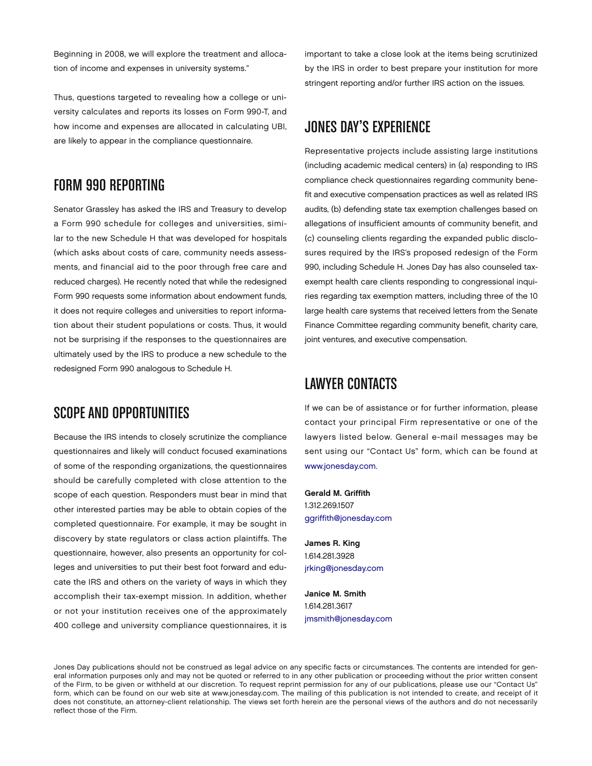Beginning in 2008, we will explore the treatment and allocation of income and expenses in university systems."

Thus, questions targeted to revealing how a college or university calculates and reports its losses on Form 990-T, and how income and expenses are allocated in calculating UBI, are likely to appear in the compliance questionnaire.

## FORM 990 REPORTING

Senator Grassley has asked the IRS and Treasury to develop a Form 990 schedule for colleges and universities, similar to the new Schedule H that was developed for hospitals (which asks about costs of care, community needs assessments, and financial aid to the poor through free care and reduced charges). He recently noted that while the redesigned Form 990 requests some information about endowment funds, it does not require colleges and universities to report information about their student populations or costs. Thus, it would not be surprising if the responses to the questionnaires are ultimately used by the IRS to produce a new schedule to the redesigned Form 990 analogous to Schedule H.

## SCOPE AND OPPORTUNITIES

Because the IRS intends to closely scrutinize the compliance questionnaires and likely will conduct focused examinations of some of the responding organizations, the questionnaires should be carefully completed with close attention to the scope of each question. Responders must bear in mind that other interested parties may be able to obtain copies of the completed questionnaire. For example, it may be sought in discovery by state regulators or class action plaintiffs. The questionnaire, however, also presents an opportunity for colleges and universities to put their best foot forward and educate the IRS and others on the variety of ways in which they accomplish their tax-exempt mission. In addition, whether or not your institution receives one of the approximately 400 college and university compliance questionnaires, it is important to take a close look at the items being scrutinized by the IRS in order to best prepare your institution for more stringent reporting and/or further IRS action on the issues.

## JONES DAY'S EXPERIENCE

Representative projects include assisting large institutions (including academic medical centers) in (a) responding to IRS compliance check questionnaires regarding community benefit and executive compensation practices as well as related IRS audits, (b) defending state tax exemption challenges based on allegations of insufficient amounts of community benefit, and (c) counseling clients regarding the expanded public disclosures required by the IRS's proposed redesign of the Form 990, including Schedule H. Jones Day has also counseled tax-exempt health care clients responding to congressional inquiries regarding tax exemption matters, including three of the 10 large health care systems that received letters from the Senate Finance Committee regarding community benefit, charity care, joint ventures, and executive compensation.

## LAWYER CONTACTS

If we can be of assistance or for further information, please contact your principal Firm representative or one of the lawyers listed below. General e-mail messages may be sent using our "Contact Us" form, which can be found at www.jonesday.com.

**Gerald M. Griffith**
1.312.269.1507
ggriffith@jonesday.com

**James R. King**
1.614.281.3928
jrking@jonesday.com

**Janice M. Smith**
1.614.281.3617
jmsmith@jonesday.com

Jones Day publications should not be construed as legal advice on any specific facts or circumstances. The contents are intended for general information purposes only and may not be quoted or referred to in any other publication or proceeding without the prior written consent of the Firm, to be given or withheld at our discretion. To request reprint permission for any of our publications, please use our "Contact Us" form, which can be found on our web site at www.jonesday.com. The mailing of this publication is not intended to create, and receipt of it does not constitute, an attorney-client relationship. The views set forth herein are the personal views of the authors and do not necessarily reflect those of the Firm.